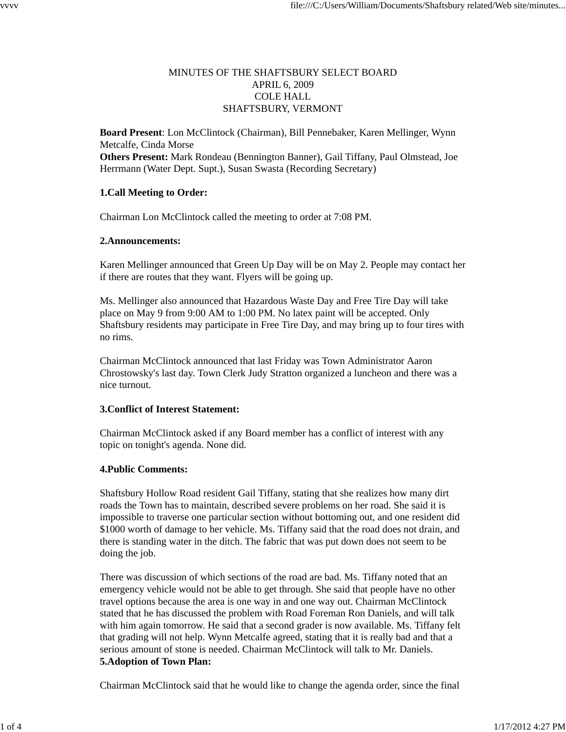MINUTES OF THE SHAFTSBURY SELECT BOARD
APRIL 6, 2009
COLE HALL
SHAFTSBURY, VERMONT

**Board Present**: Lon McClintock (Chairman), Bill Pennebaker, Karen Mellinger, Wynn Metcalfe, Cinda Morse
**Others Present:** Mark Rondeau (Bennington Banner), Gail Tiffany, Paul Olmstead, Joe Herrmann (Water Dept. Supt.), Susan Swasta (Recording Secretary)

**1.Call Meeting to Order:**

Chairman Lon McClintock called the meeting to order at 7:08 PM.

**2.Announcements:**

Karen Mellinger announced that Green Up Day will be on May 2. People may contact her if there are routes that they want. Flyers will be going up.

Ms. Mellinger also announced that Hazardous Waste Day and Free Tire Day will take place on May 9 from 9:00 AM to 1:00 PM. No latex paint will be accepted. Only Shaftsbury residents may participate in Free Tire Day, and may bring up to four tires with no rims.

Chairman McClintock announced that last Friday was Town Administrator Aaron Chrostowsky's last day. Town Clerk Judy Stratton organized a luncheon and there was a nice turnout.

**3.Conflict of Interest Statement:**

Chairman McClintock asked if any Board member has a conflict of interest with any topic on tonight's agenda. None did.

**4.Public Comments:**

Shaftsbury Hollow Road resident Gail Tiffany, stating that she realizes how many dirt roads the Town has to maintain, described severe problems on her road. She said it is impossible to traverse one particular section without bottoming out, and one resident did $1000 worth of damage to her vehicle. Ms. Tiffany said that the road does not drain, and there is standing water in the ditch. The fabric that was put down does not seem to be doing the job.

There was discussion of which sections of the road are bad. Ms. Tiffany noted that an emergency vehicle would not be able to get through. She said that people have no other travel options because the area is one way in and one way out. Chairman McClintock stated that he has discussed the problem with Road Foreman Ron Daniels, and will talk with him again tomorrow. He said that a second grader is now available. Ms. Tiffany felt that grading will not help. Wynn Metcalfe agreed, stating that it is really bad and that a serious amount of stone is needed. Chairman McClintock will talk to Mr. Daniels.

**5.Adoption of Town Plan:**

Chairman McClintock said that he would like to change the agenda order, since the final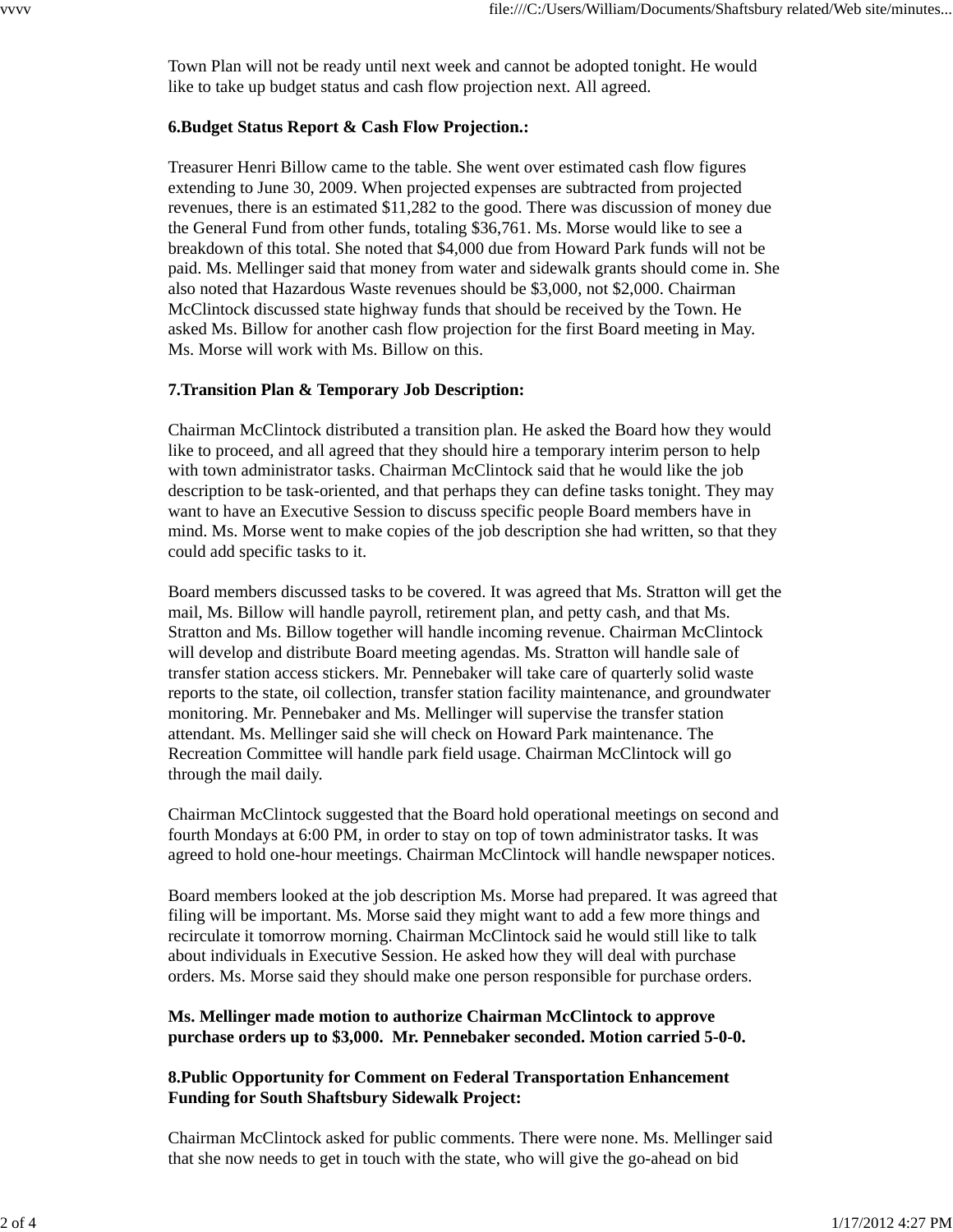Town Plan will not be ready until next week and cannot be adopted tonight. He would like to take up budget status and cash flow projection next. All agreed.

**6.Budget Status Report & Cash Flow Projection.:**

Treasurer Henri Billow came to the table. She went over estimated cash flow figures extending to June 30, 2009. When projected expenses are subtracted from projected revenues, there is an estimated $11,282 to the good. There was discussion of money due the General Fund from other funds, totaling $36,761. Ms. Morse would like to see a breakdown of this total. She noted that $4,000 due from Howard Park funds will not be paid. Ms. Mellinger said that money from water and sidewalk grants should come in. She also noted that Hazardous Waste revenues should be $3,000, not $2,000. Chairman McClintock discussed state highway funds that should be received by the Town. He asked Ms. Billow for another cash flow projection for the first Board meeting in May. Ms. Morse will work with Ms. Billow on this.

**7.Transition Plan & Temporary Job Description:**

Chairman McClintock distributed a transition plan. He asked the Board how they would like to proceed, and all agreed that they should hire a temporary interim person to help with town administrator tasks. Chairman McClintock said that he would like the job description to be task-oriented, and that perhaps they can define tasks tonight. They may want to have an Executive Session to discuss specific people Board members have in mind. Ms. Morse went to make copies of the job description she had written, so that they could add specific tasks to it.

Board members discussed tasks to be covered. It was agreed that Ms. Stratton will get the mail, Ms. Billow will handle payroll, retirement plan, and petty cash, and that Ms. Stratton and Ms. Billow together will handle incoming revenue. Chairman McClintock will develop and distribute Board meeting agendas. Ms. Stratton will handle sale of transfer station access stickers. Mr. Pennebaker will take care of quarterly solid waste reports to the state, oil collection, transfer station facility maintenance, and groundwater monitoring. Mr. Pennebaker and Ms. Mellinger will supervise the transfer station attendant. Ms. Mellinger said she will check on Howard Park maintenance. The Recreation Committee will handle park field usage. Chairman McClintock will go through the mail daily.

Chairman McClintock suggested that the Board hold operational meetings on second and fourth Mondays at 6:00 PM, in order to stay on top of town administrator tasks. It was agreed to hold one-hour meetings. Chairman McClintock will handle newspaper notices.

Board members looked at the job description Ms. Morse had prepared. It was agreed that filing will be important. Ms. Morse said they might want to add a few more things and recirculate it tomorrow morning. Chairman McClintock said he would still like to talk about individuals in Executive Session. He asked how they will deal with purchase orders. Ms. Morse said they should make one person responsible for purchase orders.

**Ms. Mellinger made motion to authorize Chairman McClintock to approve purchase orders up to $3,000. Mr. Pennebaker seconded. Motion carried 5-0-0.**

**8.Public Opportunity for Comment on Federal Transportation Enhancement Funding for South Shaftsbury Sidewalk Project:**

Chairman McClintock asked for public comments. There were none. Ms. Mellinger said that she now needs to get in touch with the state, who will give the go-ahead on bid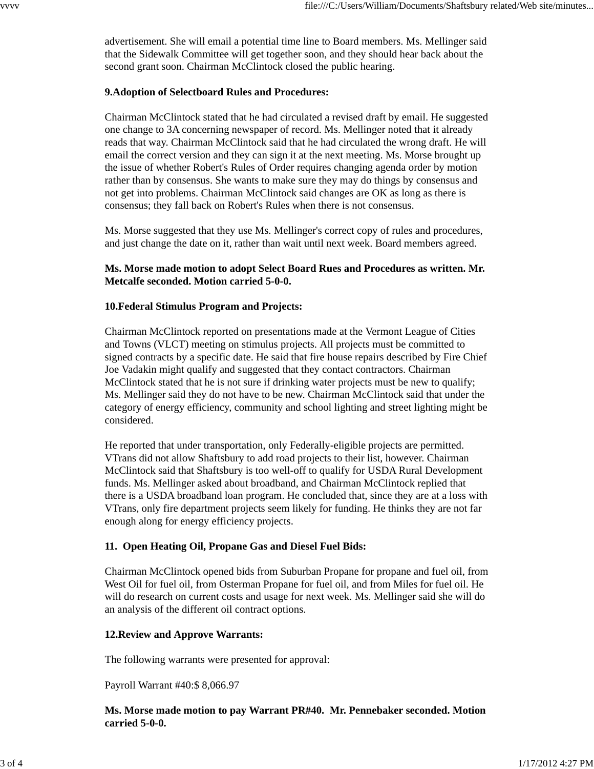advertisement. She will email a potential time line to Board members. Ms. Mellinger said that the Sidewalk Committee will get together soon, and they should hear back about the second grant soon. Chairman McClintock closed the public hearing.

**9.Adoption of Selectboard Rules and Procedures:**

Chairman McClintock stated that he had circulated a revised draft by email. He suggested one change to 3A concerning newspaper of record. Ms. Mellinger noted that it already reads that way. Chairman McClintock said that he had circulated the wrong draft. He will email the correct version and they can sign it at the next meeting. Ms. Morse brought up the issue of whether Robert's Rules of Order requires changing agenda order by motion rather than by consensus. She wants to make sure they may do things by consensus and not get into problems. Chairman McClintock said changes are OK as long as there is consensus; they fall back on Robert's Rules when there is not consensus.

Ms. Morse suggested that they use Ms. Mellinger's correct copy of rules and procedures, and just change the date on it, rather than wait until next week. Board members agreed.

**Ms. Morse made motion to adopt Select Board Rues and Procedures as written. Mr. Metcalfe seconded. Motion carried 5-0-0.**

**10.Federal Stimulus Program and Projects:**

Chairman McClintock reported on presentations made at the Vermont League of Cities and Towns (VLCT) meeting on stimulus projects. All projects must be committed to signed contracts by a specific date. He said that fire house repairs described by Fire Chief Joe Vadakin might qualify and suggested that they contact contractors. Chairman McClintock stated that he is not sure if drinking water projects must be new to qualify; Ms. Mellinger said they do not have to be new. Chairman McClintock said that under the category of energy efficiency, community and school lighting and street lighting might be considered.

He reported that under transportation, only Federally-eligible projects are permitted. VTrans did not allow Shaftsbury to add road projects to their list, however. Chairman McClintock said that Shaftsbury is too well-off to qualify for USDA Rural Development funds. Ms. Mellinger asked about broadband, and Chairman McClintock replied that there is a USDA broadband loan program. He concluded that, since they are at a loss with VTrans, only fire department projects seem likely for funding. He thinks they are not far enough along for energy efficiency projects.

**11. Open Heating Oil, Propane Gas and Diesel Fuel Bids:**

Chairman McClintock opened bids from Suburban Propane for propane and fuel oil, from West Oil for fuel oil, from Osterman Propane for fuel oil, and from Miles for fuel oil. He will do research on current costs and usage for next week. Ms. Mellinger said she will do an analysis of the different oil contract options.

**12.Review and Approve Warrants:**

The following warrants were presented for approval:

Payroll Warrant #40:$ 8,066.97

**Ms. Morse made motion to pay Warrant PR#40. Mr. Pennebaker seconded. Motion carried 5-0-0.**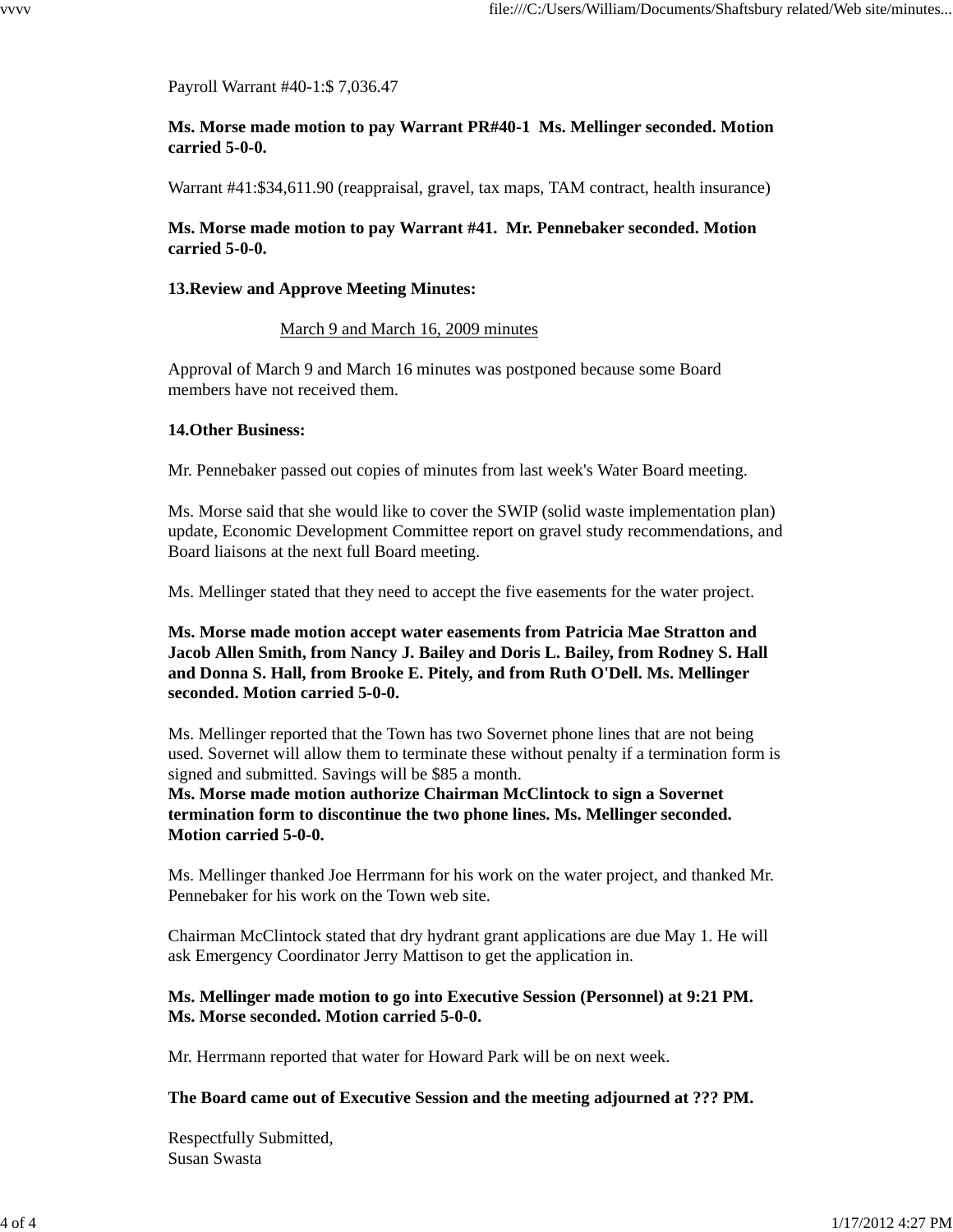Payroll Warrant #40-1:$ 7,036.47

**Ms. Morse made motion to pay Warrant PR#40-1 Ms. Mellinger seconded. Motion carried 5-0-0.**

Warrant #41:$34,611.90 (reappraisal, gravel, tax maps, TAM contract, health insurance)

**Ms. Morse made motion to pay Warrant #41. Mr. Pennebaker seconded. Motion carried 5-0-0.**

**13.Review and Approve Meeting Minutes:**

March 9 and March 16, 2009 minutes

Approval of March 9 and March 16 minutes was postponed because some Board members have not received them.

**14.Other Business:**

Mr. Pennebaker passed out copies of minutes from last week's Water Board meeting.

Ms. Morse said that she would like to cover the SWIP (solid waste implementation plan) update, Economic Development Committee report on gravel study recommendations, and Board liaisons at the next full Board meeting.

Ms. Mellinger stated that they need to accept the five easements for the water project.

**Ms. Morse made motion accept water easements from Patricia Mae Stratton and Jacob Allen Smith, from Nancy J. Bailey and Doris L. Bailey, from Rodney S. Hall and Donna S. Hall, from Brooke E. Pitely, and from Ruth O'Dell. Ms. Mellinger seconded. Motion carried 5-0-0.**

Ms. Mellinger reported that the Town has two Sovernet phone lines that are not being used. Sovernet will allow them to terminate these without penalty if a termination form is signed and submitted. Savings will be $85 a month.
**Ms. Morse made motion authorize Chairman McClintock to sign a Sovernet termination form to discontinue the two phone lines. Ms. Mellinger seconded. Motion carried 5-0-0.**

Ms. Mellinger thanked Joe Herrmann for his work on the water project, and thanked Mr. Pennebaker for his work on the Town web site.

Chairman McClintock stated that dry hydrant grant applications are due May 1. He will ask Emergency Coordinator Jerry Mattison to get the application in.

**Ms. Mellinger made motion to go into Executive Session (Personnel) at 9:21 PM. Ms. Morse seconded. Motion carried 5-0-0.**

Mr. Herrmann reported that water for Howard Park will be on next week.

**The Board came out of Executive Session and the meeting adjourned at ??? PM.**

Respectfully Submitted,
Susan Swasta